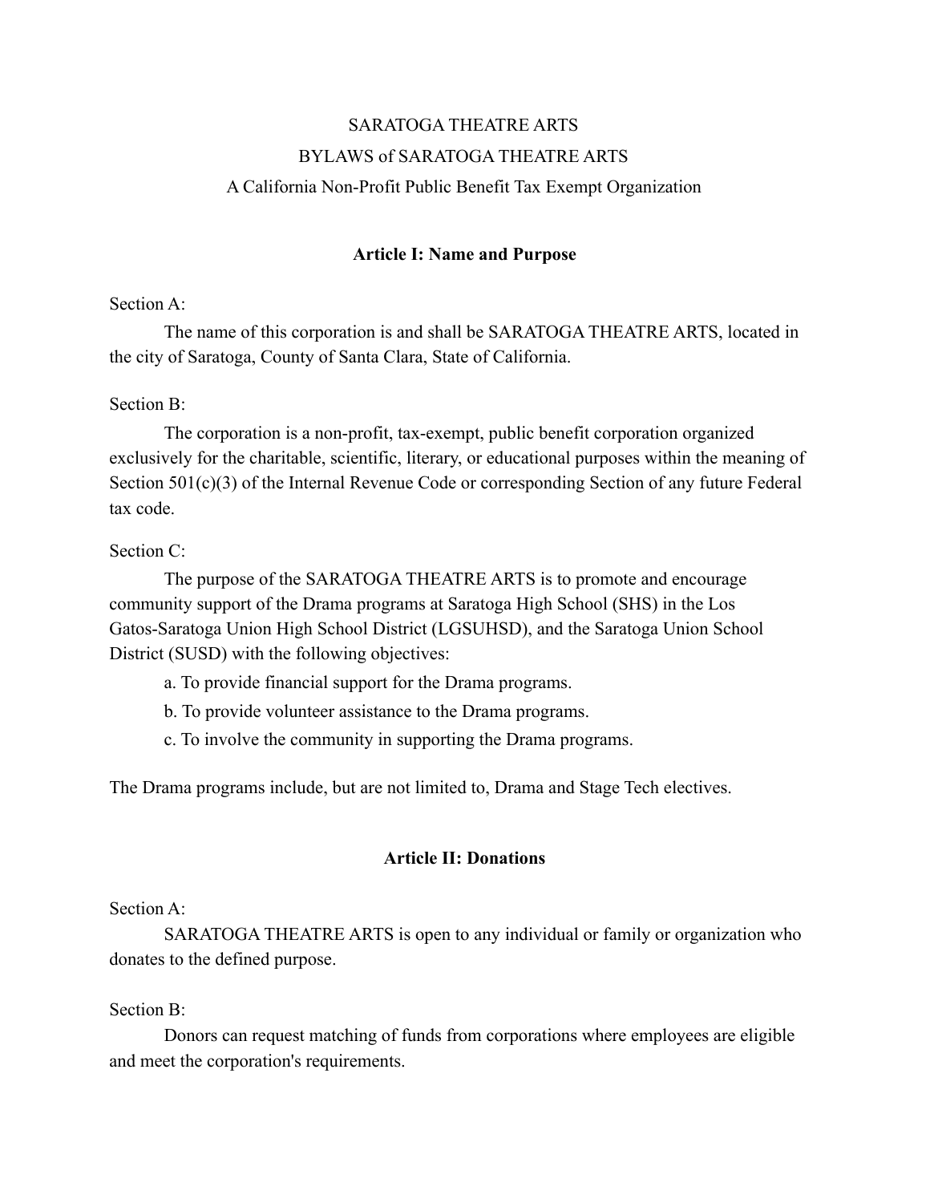# SARATOGA THEATRE ARTS

## BYLAWS of SARATOGA THEATRE ARTS

A California Non-Profit Public Benefit Tax Exempt Organization

## Article I: Name and Purpose

Section A:

The name of this corporation is and shall be SARATOGA THEATRE ARTS, located in the city of Saratoga, County of Santa Clara, State of California.

Section B:

The corporation is a non-profit, tax-exempt, public benefit corporation organized exclusively for the charitable, scientific, literary, or educational purposes within the meaning of Section 501(c)(3) of the Internal Revenue Code or corresponding Section of any future Federal tax code.

Section C:

The purpose of the SARATOGA THEATRE ARTS is to promote and encourage community support of the Drama programs at Saratoga High School (SHS) in the Los Gatos-Saratoga Union High School District (LGSUHSD), and the Saratoga Union School District (SUSD) with the following objectives:

a. To provide financial support for the Drama programs.

b. To provide volunteer assistance to the Drama programs.

c. To involve the community in supporting the Drama programs.

The Drama programs include, but are not limited to, Drama and Stage Tech electives.

## Article II: Donations

Section A:

SARATOGA THEATRE ARTS is open to any individual or family or organization who donates to the defined purpose.

Section B:

Donors can request matching of funds from corporations where employees are eligible and meet the corporation's requirements.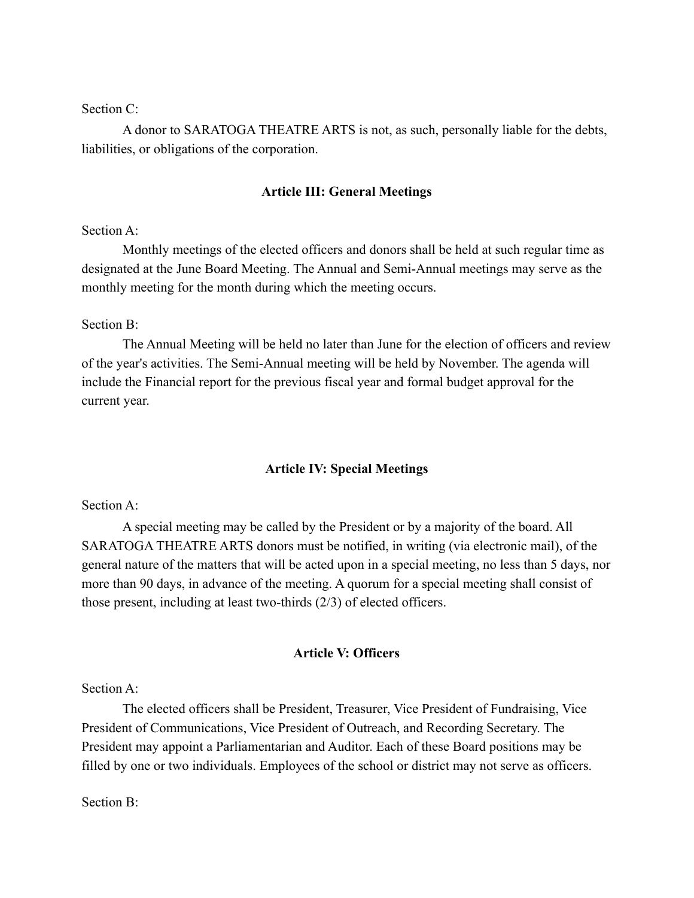Section C:

A donor to SARATOGA THEATRE ARTS is not, as such, personally liable for the debts, liabilities, or obligations of the corporation.

## Article III: General Meetings

Section A:

Monthly meetings of the elected officers and donors shall be held at such regular time as designated at the June Board Meeting. The Annual and Semi-Annual meetings may serve as the monthly meeting for the month during which the meeting occurs.

Section B:

The Annual Meeting will be held no later than June for the election of officers and review of the year's activities. The Semi-Annual meeting will be held by November. The agenda will include the Financial report for the previous fiscal year and formal budget approval for the current year.

## Article IV: Special Meetings

Section A:

A special meeting may be called by the President or by a majority of the board. All SARATOGA THEATRE ARTS donors must be notified, in writing (via electronic mail), of the general nature of the matters that will be acted upon in a special meeting, no less than 5 days, nor more than 90 days, in advance of the meeting. A quorum for a special meeting shall consist of those present, including at least two-thirds (2/3) of elected officers.

## Article V: Officers

Section A:

The elected officers shall be President, Treasurer, Vice President of Fundraising, Vice President of Communications, Vice President of Outreach, and Recording Secretary. The President may appoint a Parliamentarian and Auditor. Each of these Board positions may be filled by one or two individuals. Employees of the school or district may not serve as officers.

Section B: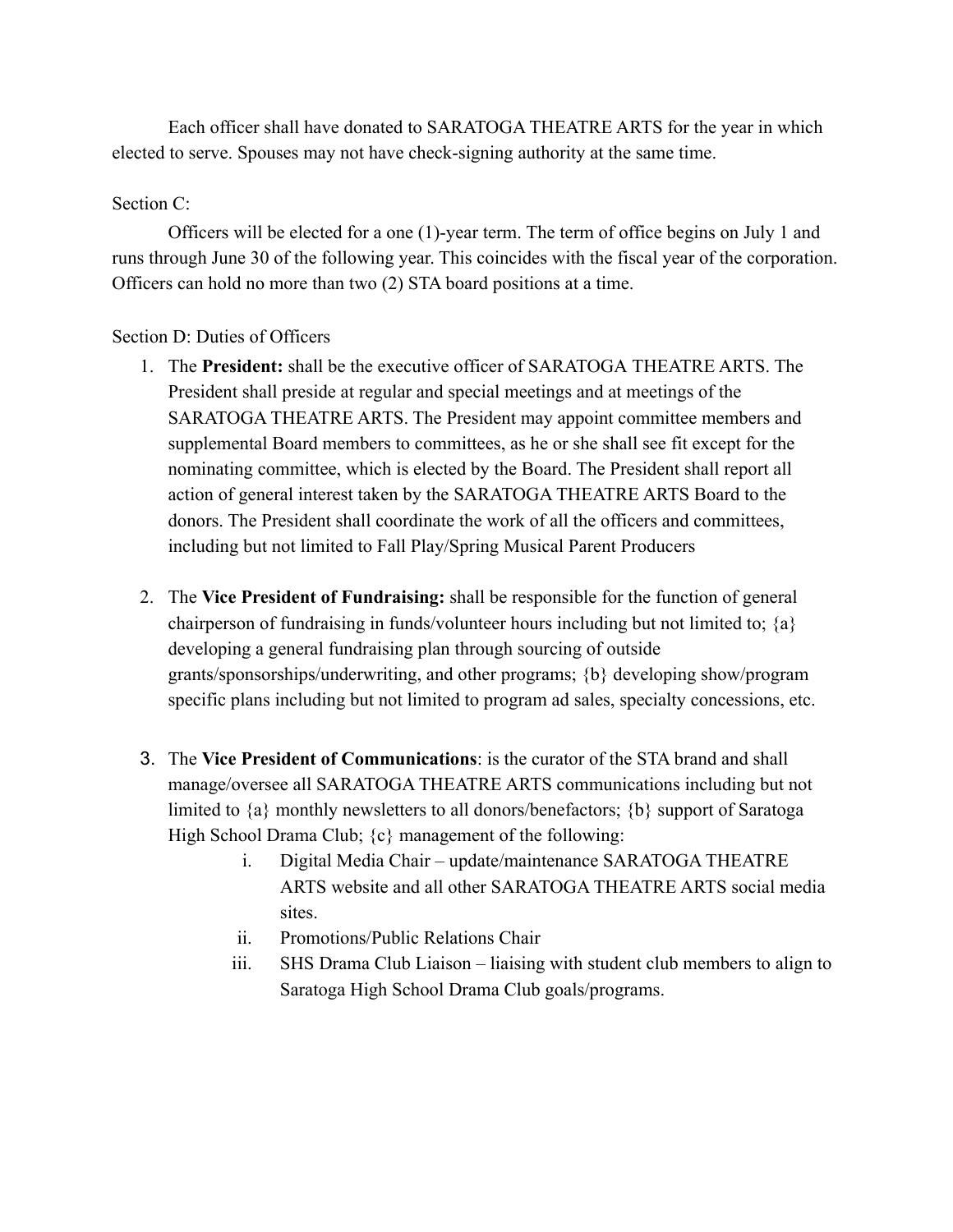Each officer shall have donated to SARATOGA THEATRE ARTS for the year in which elected to serve. Spouses may not have check-signing authority at the same time.

Section C:

Officers will be elected for a one (1)-year term. The term of office begins on July 1 and runs through June 30 of the following year. This coincides with the fiscal year of the corporation. Officers can hold no more than two (2) STA board positions at a time.

Section D: Duties of Officers

1. The **President:** shall be the executive officer of SARATOGA THEATRE ARTS. The President shall preside at regular and special meetings and at meetings of the SARATOGA THEATRE ARTS. The President may appoint committee members and supplemental Board members to committees, as he or she shall see fit except for the nominating committee, which is elected by the Board. The President shall report all action of general interest taken by the SARATOGA THEATRE ARTS Board to the donors. The President shall coordinate the work of all the officers and committees, including but not limited to Fall Play/Spring Musical Parent Producers

2. The **Vice President of Fundraising:** shall be responsible for the function of general chairperson of fundraising in funds/volunteer hours including but not limited to; {a} developing a general fundraising plan through sourcing of outside grants/sponsorships/underwriting, and other programs; {b} developing show/program specific plans including but not limited to program ad sales, specialty concessions, etc.

3. The **Vice President of Communications**: is the curator of the STA brand and shall manage/oversee all SARATOGA THEATRE ARTS communications including but not limited to {a} monthly newsletters to all donors/benefactors; {b} support of Saratoga High School Drama Club; {c} management of the following:
    i. Digital Media Chair – update/maintenance SARATOGA THEATRE ARTS website and all other SARATOGA THEATRE ARTS social media sites.
    ii. Promotions/Public Relations Chair
    iii. SHS Drama Club Liaison – liaising with student club members to align to Saratoga High School Drama Club goals/programs.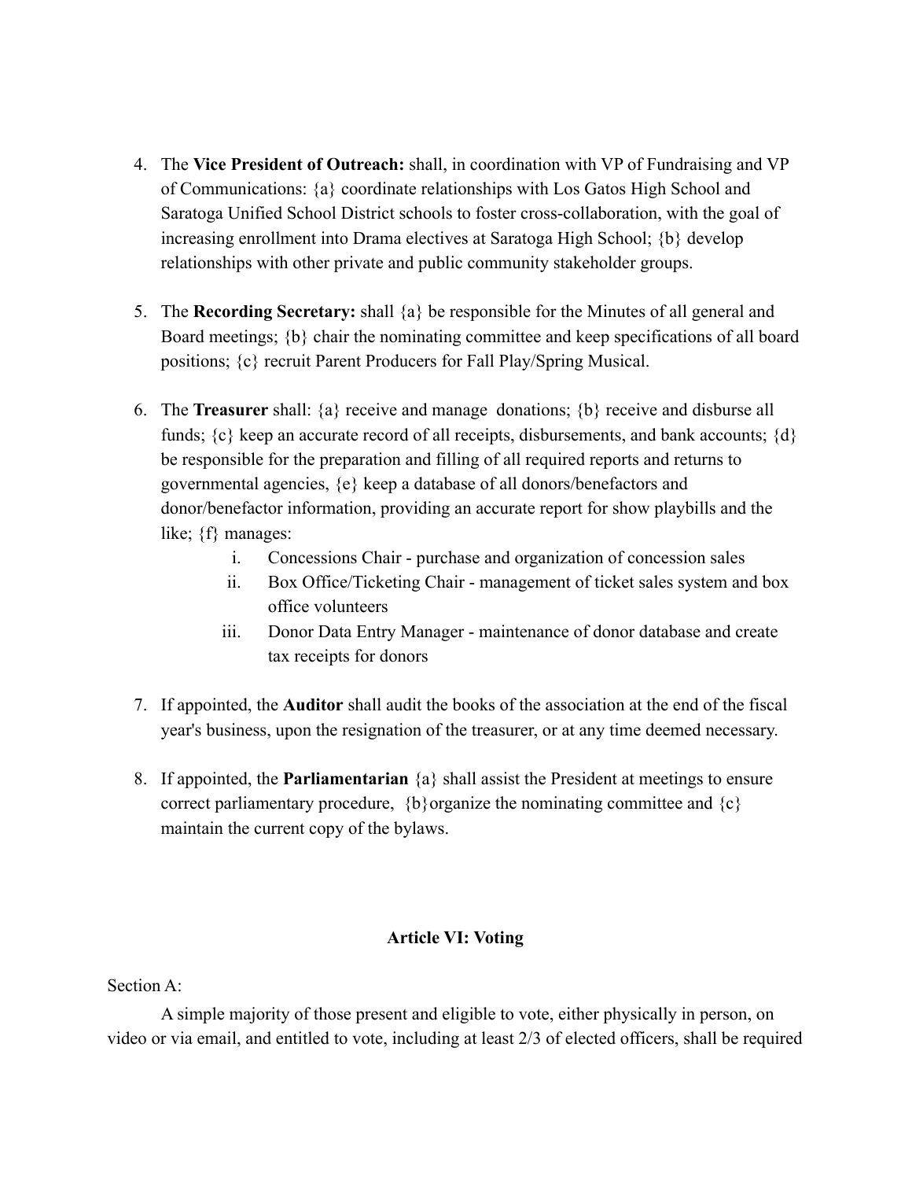4. The **Vice President of Outreach:** shall, in coordination with VP of Fundraising and VP of Communications: {a} coordinate relationships with Los Gatos High School and Saratoga Unified School District schools to foster cross-collaboration, with the goal of increasing enrollment into Drama electives at Saratoga High School; {b} develop relationships with other private and public community stakeholder groups.

5. The **Recording Secretary:** shall {a} be responsible for the Minutes of all general and Board meetings; {b} chair the nominating committee and keep specifications of all board positions; {c} recruit Parent Producers for Fall Play/Spring Musical.

6. The **Treasurer** shall: {a} receive and manage donations; {b} receive and disburse all funds; {c} keep an accurate record of all receipts, disbursements, and bank accounts; {d} be responsible for the preparation and filling of all required reports and returns to governmental agencies, {e} keep a database of all donors/benefactors and donor/benefactor information, providing an accurate report for show playbills and the like; {f} manages:
   i. Concessions Chair - purchase and organization of concession sales
   ii. Box Office/Ticketing Chair - management of ticket sales system and box office volunteers
   iii. Donor Data Entry Manager - maintenance of donor database and create tax receipts for donors

7. If appointed, the **Auditor** shall audit the books of the association at the end of the fiscal year's business, upon the resignation of the treasurer, or at any time deemed necessary.

8. If appointed, the **Parliamentarian** {a} shall assist the President at meetings to ensure correct parliamentary procedure, {b}organize the nominating committee and {c} maintain the current copy of the bylaws.

## Article VI: Voting

Section A:

A simple majority of those present and eligible to vote, either physically in person, on video or via email, and entitled to vote, including at least 2/3 of elected officers, shall be required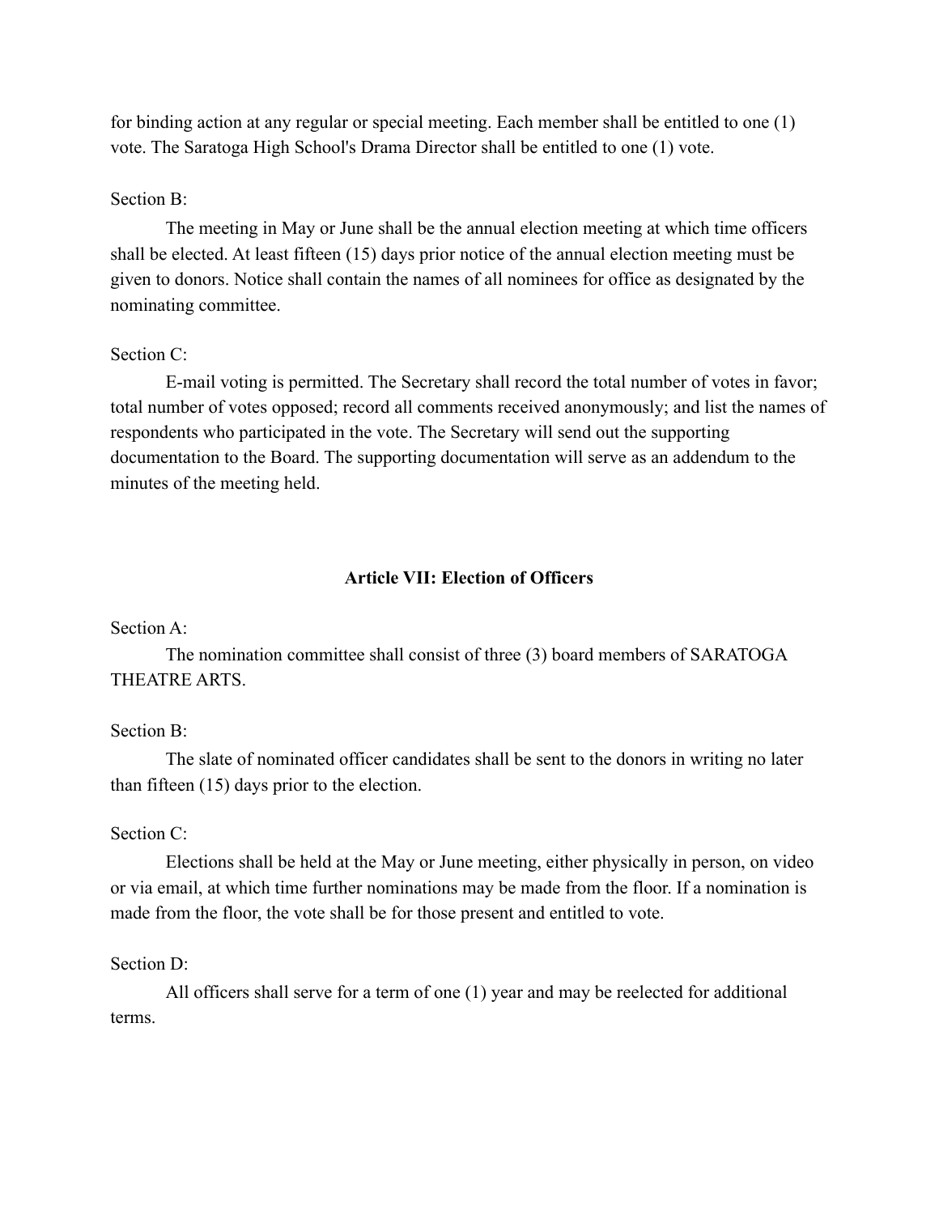for binding action at any regular or special meeting. Each member shall be entitled to one (1) vote. The Saratoga High School's Drama Director shall be entitled to one (1) vote.

Section B:

The meeting in May or June shall be the annual election meeting at which time officers shall be elected. At least fifteen (15) days prior notice of the annual election meeting must be given to donors. Notice shall contain the names of all nominees for office as designated by the nominating committee.

Section C:

E-mail voting is permitted. The Secretary shall record the total number of votes in favor; total number of votes opposed; record all comments received anonymously; and list the names of respondents who participated in the vote. The Secretary will send out the supporting documentation to the Board. The supporting documentation will serve as an addendum to the minutes of the meeting held.

## Article VII: Election of Officers

Section A:

The nomination committee shall consist of three (3) board members of SARATOGA THEATRE ARTS.

Section B:

The slate of nominated officer candidates shall be sent to the donors in writing no later than fifteen (15) days prior to the election.

Section C:

Elections shall be held at the May or June meeting, either physically in person, on video or via email, at which time further nominations may be made from the floor. If a nomination is made from the floor, the vote shall be for those present and entitled to vote.

Section D:

All officers shall serve for a term of one (1) year and may be reelected for additional terms.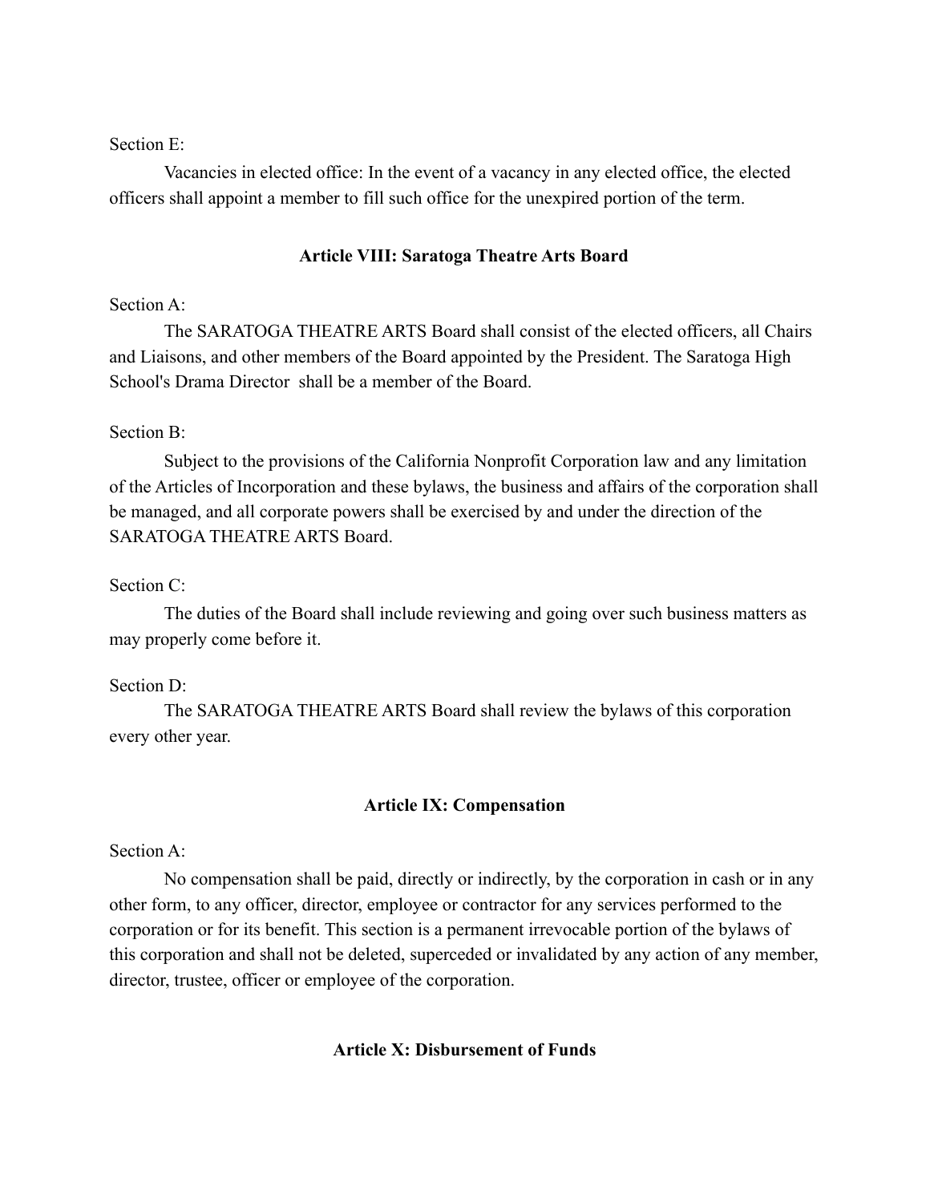Section E:

Vacancies in elected office: In the event of a vacancy in any elected office, the elected officers shall appoint a member to fill such office for the unexpired portion of the term.

## Article VIII: Saratoga Theatre Arts Board

Section A:

The SARATOGA THEATRE ARTS Board shall consist of the elected officers, all Chairs and Liaisons, and other members of the Board appointed by the President. The Saratoga High School's Drama Director shall be a member of the Board.

Section B:

Subject to the provisions of the California Nonprofit Corporation law and any limitation of the Articles of Incorporation and these bylaws, the business and affairs of the corporation shall be managed, and all corporate powers shall be exercised by and under the direction of the SARATOGA THEATRE ARTS Board.

Section C:

The duties of the Board shall include reviewing and going over such business matters as may properly come before it.

Section D:

The SARATOGA THEATRE ARTS Board shall review the bylaws of this corporation every other year.

## Article IX: Compensation

Section A:

No compensation shall be paid, directly or indirectly, by the corporation in cash or in any other form, to any officer, director, employee or contractor for any services performed to the corporation or for its benefit. This section is a permanent irrevocable portion of the bylaws of this corporation and shall not be deleted, superceded or invalidated by any action of any member, director, trustee, officer or employee of the corporation.

## Article X: Disbursement of Funds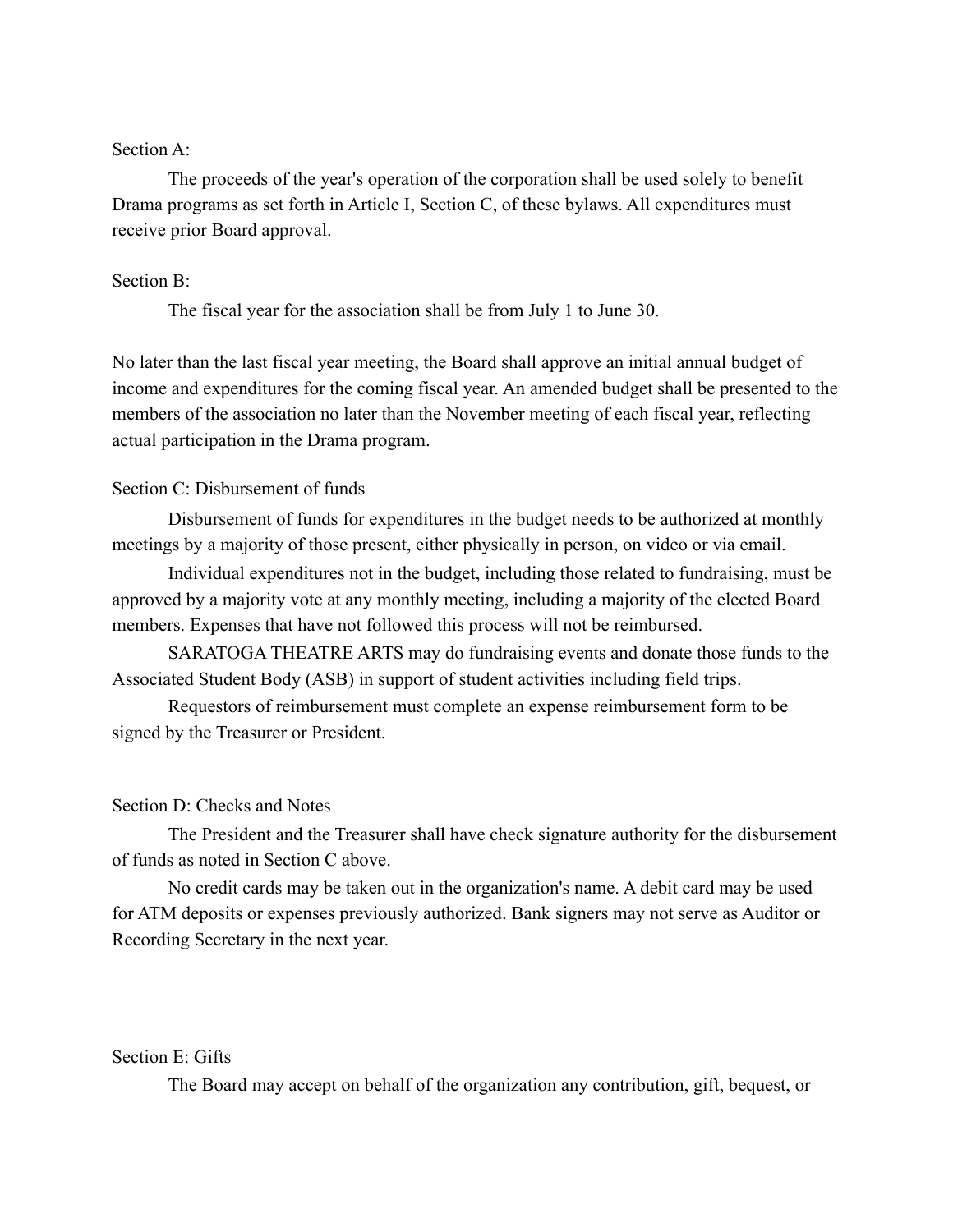Section A:

The proceeds of the year's operation of the corporation shall be used solely to benefit Drama programs as set forth in Article I, Section C, of these bylaws. All expenditures must receive prior Board approval.

Section B:

The fiscal year for the association shall be from July 1 to June 30.

No later than the last fiscal year meeting, the Board shall approve an initial annual budget of income and expenditures for the coming fiscal year. An amended budget shall be presented to the members of the association no later than the November meeting of each fiscal year, reflecting actual participation in the Drama program.

Section C: Disbursement of funds

Disbursement of funds for expenditures in the budget needs to be authorized at monthly meetings by a majority of those present, either physically in person, on video or via email.

Individual expenditures not in the budget, including those related to fundraising, must be approved by a majority vote at any monthly meeting, including a majority of the elected Board members. Expenses that have not followed this process will not be reimbursed.

SARATOGA THEATRE ARTS may do fundraising events and donate those funds to the Associated Student Body (ASB) in support of student activities including field trips.

Requestors of reimbursement must complete an expense reimbursement form to be signed by the Treasurer or President.

Section D: Checks and Notes

The President and the Treasurer shall have check signature authority for the disbursement of funds as noted in Section C above.

No credit cards may be taken out in the organization's name. A debit card may be used for ATM deposits or expenses previously authorized. Bank signers may not serve as Auditor or Recording Secretary in the next year.

Section E: Gifts

The Board may accept on behalf of the organization any contribution, gift, bequest, or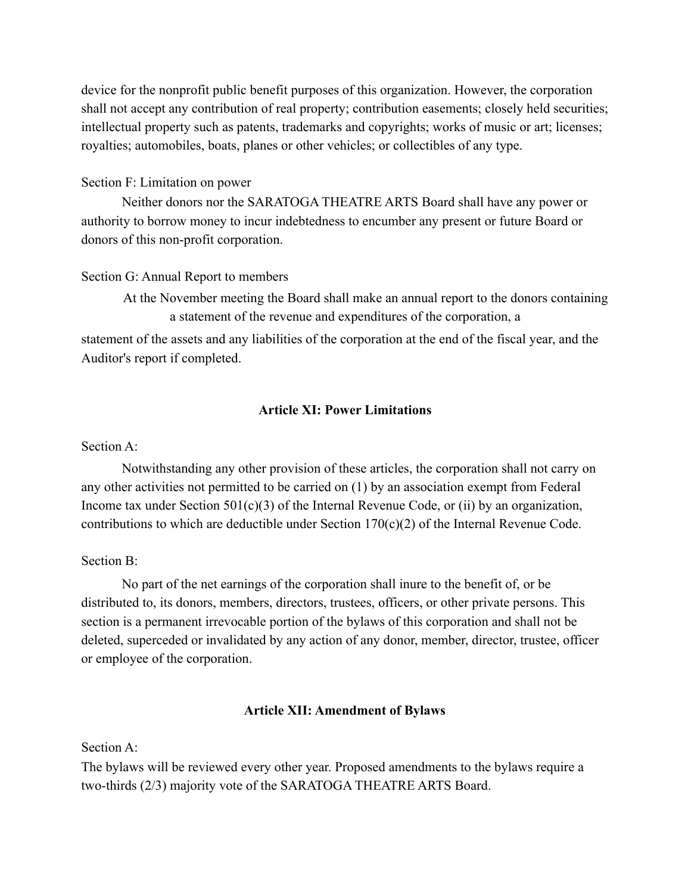device for the nonprofit public benefit purposes of this organization. However, the corporation shall not accept any contribution of real property; contribution easements; closely held securities; intellectual property such as patents, trademarks and copyrights; works of music or art; licenses; royalties; automobiles, boats, planes or other vehicles; or collectibles of any type.

Section F: Limitation on power

Neither donors nor the SARATOGA THEATRE ARTS Board shall have any power or authority to borrow money to incur indebtedness to encumber any present or future Board or donors of this non-profit corporation.

Section G: Annual Report to members

At the November meeting the Board shall make an annual report to the donors containing a statement of the revenue and expenditures of the corporation, a statement of the assets and any liabilities of the corporation at the end of the fiscal year, and the Auditor's report if completed.

### Article XI: Power Limitations

Section A:

Notwithstanding any other provision of these articles, the corporation shall not carry on any other activities not permitted to be carried on (1) by an association exempt from Federal Income tax under Section 501(c)(3) of the Internal Revenue Code, or (ii) by an organization, contributions to which are deductible under Section 170(c)(2) of the Internal Revenue Code.

Section B:

No part of the net earnings of the corporation shall inure to the benefit of, or be distributed to, its donors, members, directors, trustees, officers, or other private persons. This section is a permanent irrevocable portion of the bylaws of this corporation and shall not be deleted, superceded or invalidated by any action of any donor, member, director, trustee, officer or employee of the corporation.

### Article XII: Amendment of Bylaws

Section A:

The bylaws will be reviewed every other year. Proposed amendments to the bylaws require a two-thirds (2/3) majority vote of the SARATOGA THEATRE ARTS Board.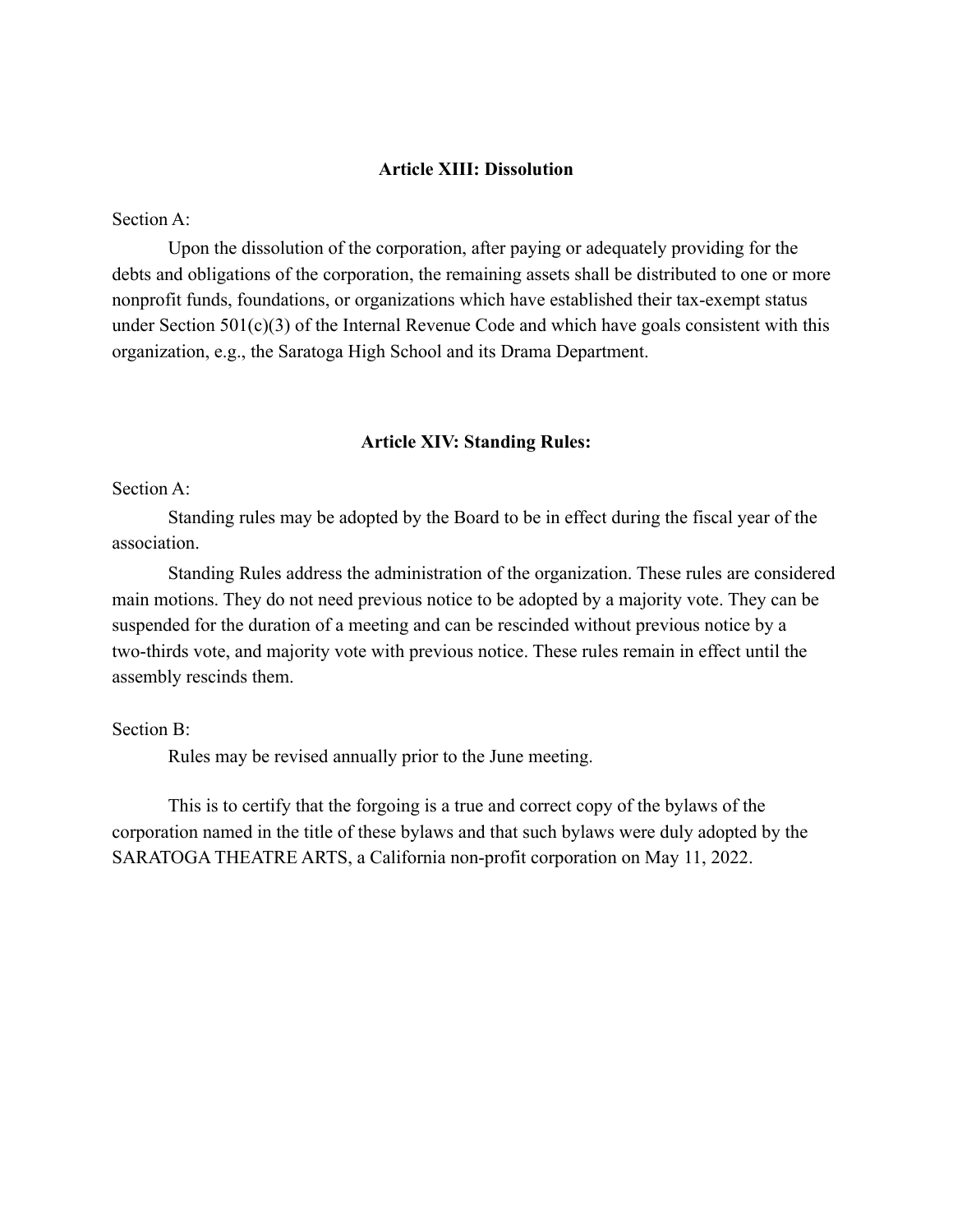## Article XIII: Dissolution

Section A:

Upon the dissolution of the corporation, after paying or adequately providing for the debts and obligations of the corporation, the remaining assets shall be distributed to one or more nonprofit funds, foundations, or organizations which have established their tax-exempt status under Section 501(c)(3) of the Internal Revenue Code and which have goals consistent with this organization, e.g., the Saratoga High School and its Drama Department.

## Article XIV: Standing Rules:

Section A:

Standing rules may be adopted by the Board to be in effect during the fiscal year of the association.

Standing Rules address the administration of the organization. These rules are considered main motions. They do not need previous notice to be adopted by a majority vote. They can be suspended for the duration of a meeting and can be rescinded without previous notice by a two-thirds vote, and majority vote with previous notice. These rules remain in effect until the assembly rescinds them.

Section B:

Rules may be revised annually prior to the June meeting.

This is to certify that the forgoing is a true and correct copy of the bylaws of the corporation named in the title of these bylaws and that such bylaws were duly adopted by the SARATOGA THEATRE ARTS, a California non-profit corporation on May 11, 2022.